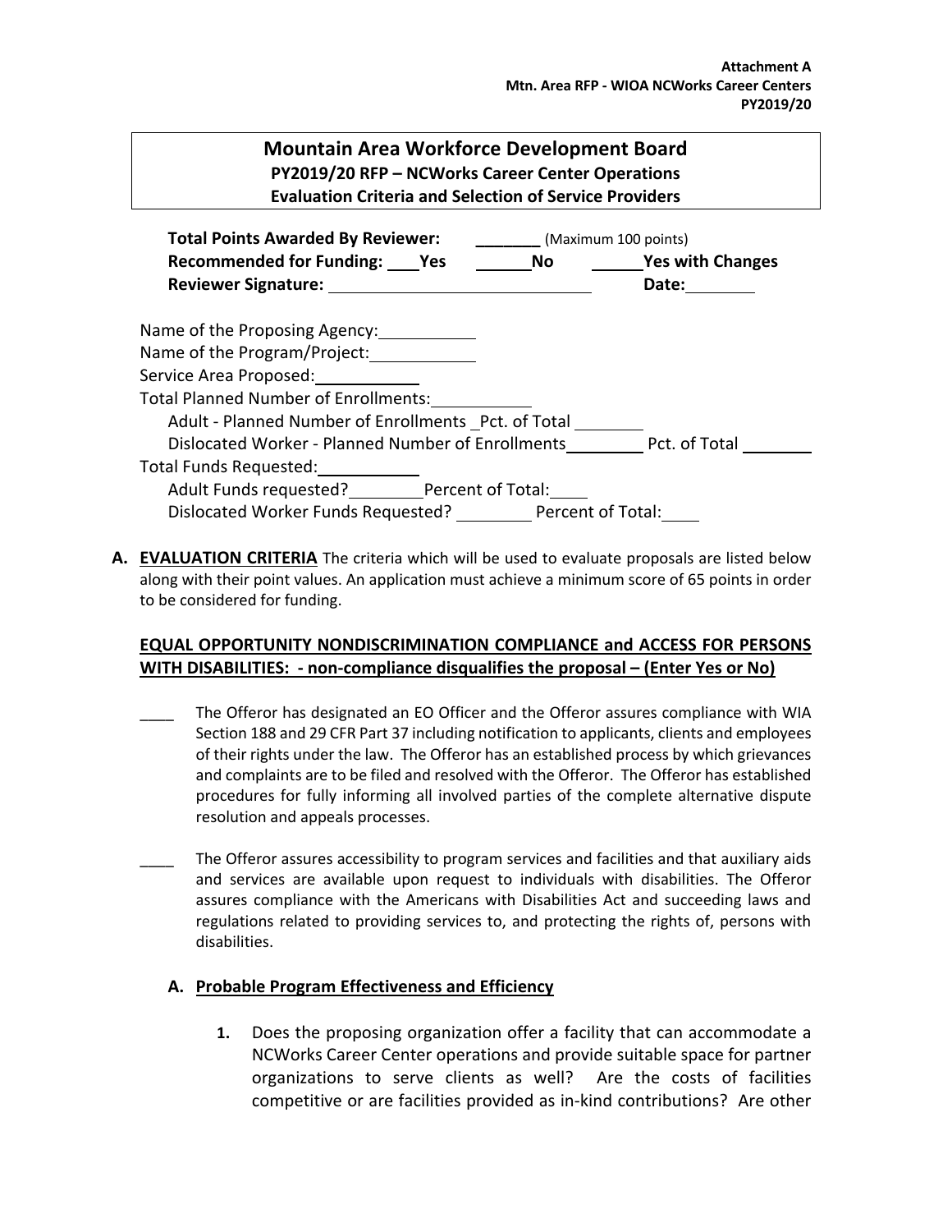**Attachment A**
**Mtn. Area RFP - WIOA NCWorks Career Centers**
**PY2019/20**

## Mountain Area Workforce Development Board
### PY2019/20 RFP – NCWorks Career Center Operations
### Evaluation Criteria and Selection of Service Providers

**Total Points Awarded By Reviewer:** _______ (Maximum 100 points)
**Recommended for Funding:** ____**Yes** ______**No** ______**Yes with Changes**
**Reviewer Signature:** ____________________________ **Date:**________

Name of the Proposing Agency:___________
Name of the Program/Project:___________
Service Area Proposed:___________
Total Planned Number of Enrollments:___________
Adult - Planned Number of Enrollments _Pct. of Total ________
Dislocated Worker - Planned Number of Enrollments________ Pct. of Total ________
Total Funds Requested:___________
Adult Funds requested?________Percent of Total:____
Dislocated Worker Funds Requested? ________ Percent of Total:____

**A. EVALUATION CRITERIA** The criteria which will be used to evaluate proposals are listed below along with their point values. An application must achieve a minimum score of 65 points in order to be considered for funding.

**EQUAL OPPORTUNITY NONDISCRIMINATION COMPLIANCE and ACCESS FOR PERSONS WITH DISABILITIES: - non-compliance disqualifies the proposal – (Enter Yes or No)**

____ The Offeror has designated an EO Officer and the Offeror assures compliance with WIA Section 188 and 29 CFR Part 37 including notification to applicants, clients and employees of their rights under the law. The Offeror has an established process by which grievances and complaints are to be filed and resolved with the Offeror. The Offeror has established procedures for fully informing all involved parties of the complete alternative dispute resolution and appeals processes.

____ The Offeror assures accessibility to program services and facilities and that auxiliary aids and services are available upon request to individuals with disabilities. The Offeror assures compliance with the Americans with Disabilities Act and succeeding laws and regulations related to providing services to, and protecting the rights of, persons with disabilities.

**A. Probable Program Effectiveness and Efficiency**

1. Does the proposing organization offer a facility that can accommodate a NCWorks Career Center operations and provide suitable space for partner organizations to serve clients as well? Are the costs of facilities competitive or are facilities provided as in-kind contributions? Are other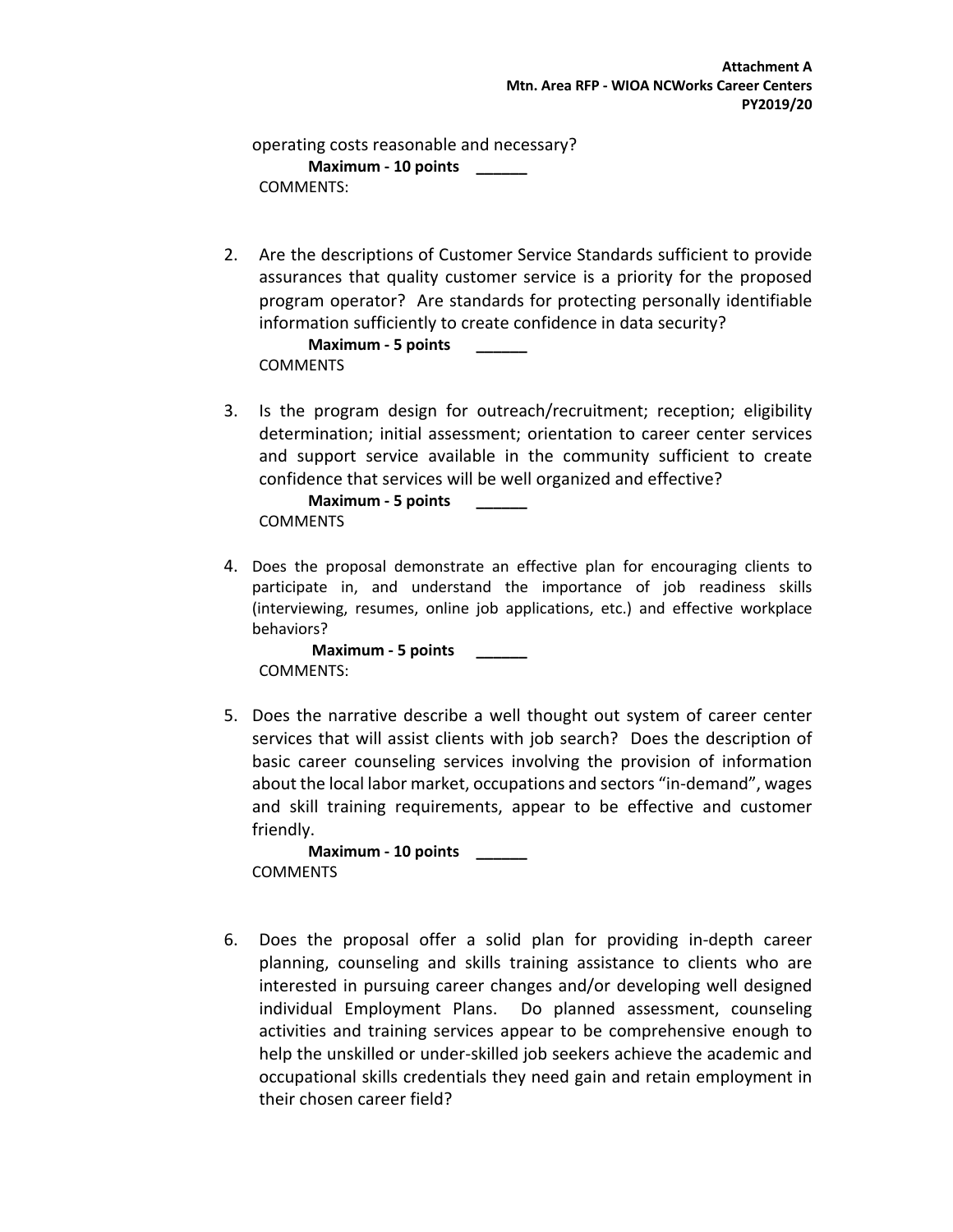operating costs reasonable and necessary?

**Maximum - 10 points** ______

COMMENTS:

2. Are the descriptions of Customer Service Standards sufficient to provide assurances that quality customer service is a priority for the proposed program operator? Are standards for protecting personally identifiable information sufficiently to create confidence in data security?

   **Maximum - 5 points** ______

   COMMENTS

3. Is the program design for outreach/recruitment; reception; eligibility determination; initial assessment; orientation to career center services and support service available in the community sufficient to create confidence that services will be well organized and effective?

   **Maximum - 5 points** ______

   COMMENTS

4. Does the proposal demonstrate an effective plan for encouraging clients to participate in, and understand the importance of job readiness skills (interviewing, resumes, online job applications, etc.) and effective workplace behaviors?

   **Maximum - 5 points** ______

   COMMENTS:

5. Does the narrative describe a well thought out system of career center services that will assist clients with job search? Does the description of basic career counseling services involving the provision of information about the local labor market, occupations and sectors "in-demand", wages and skill training requirements, appear to be effective and customer friendly.

   **Maximum - 10 points** ______

   COMMENTS

6. Does the proposal offer a solid plan for providing in-depth career planning, counseling and skills training assistance to clients who are interested in pursuing career changes and/or developing well designed individual Employment Plans. Do planned assessment, counseling activities and training services appear to be comprehensive enough to help the unskilled or under-skilled job seekers achieve the academic and occupational skills credentials they need gain and retain employment in their chosen career field?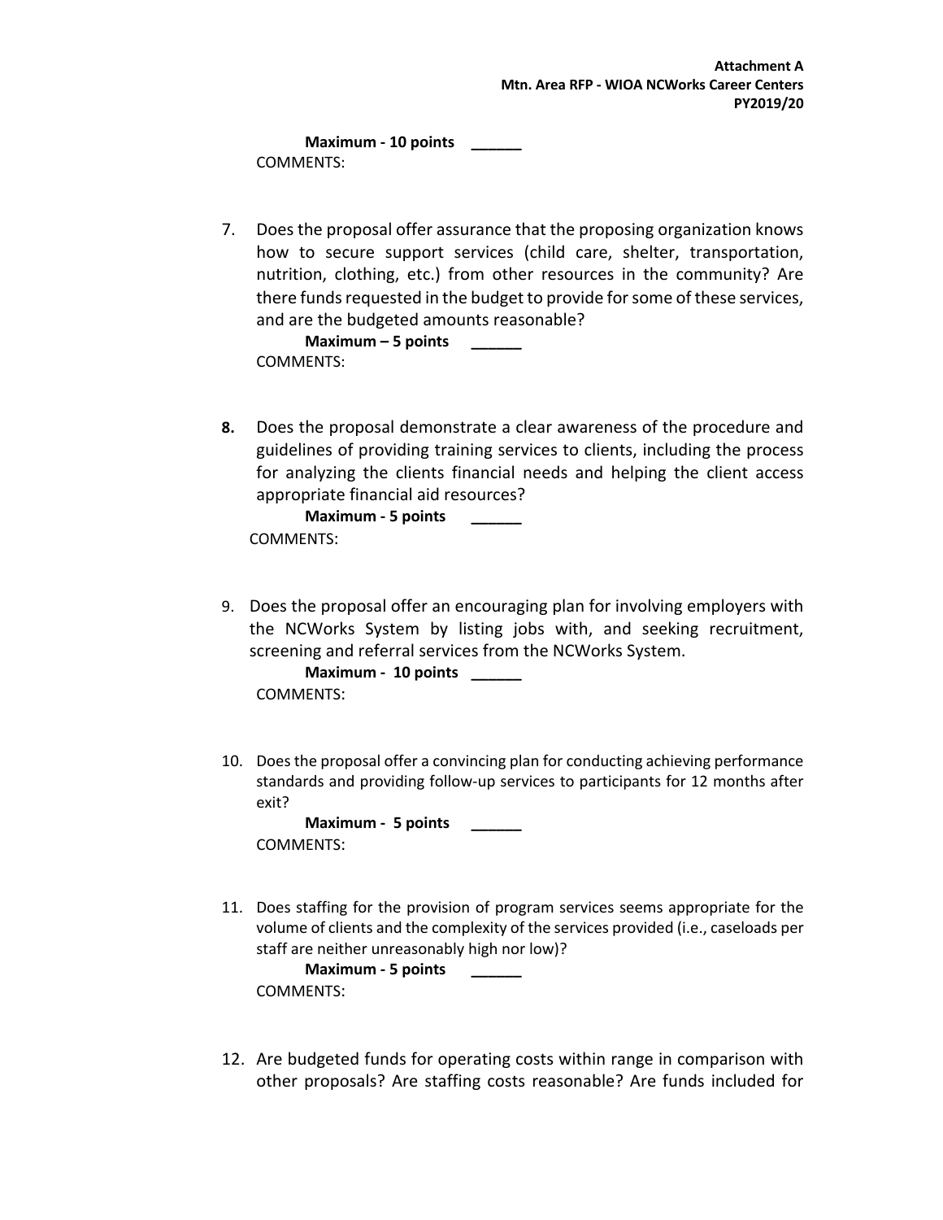**Maximum - 10 points** ______

COMMENTS:

7. Does the proposal offer assurance that the proposing organization knows how to secure support services (child care, shelter, transportation, nutrition, clothing, etc.) from other resources in the community? Are there funds requested in the budget to provide for some of these services, and are the budgeted amounts reasonable?

   **Maximum – 5 points** ______

   COMMENTS:

8. Does the proposal demonstrate a clear awareness of the procedure and guidelines of providing training services to clients, including the process for analyzing the clients financial needs and helping the client access appropriate financial aid resources?

   **Maximum - 5 points** ______

   COMMENTS:

9. Does the proposal offer an encouraging plan for involving employers with the NCWorks System by listing jobs with, and seeking recruitment, screening and referral services from the NCWorks System.

   **Maximum - 10 points** ______

   COMMENTS:

10. Does the proposal offer a convincing plan for conducting achieving performance standards and providing follow-up services to participants for 12 months after exit?

    **Maximum - 5 points** ______

    COMMENTS:

11. Does staffing for the provision of program services seems appropriate for the volume of clients and the complexity of the services provided (i.e., caseloads per staff are neither unreasonably high nor low)?

    **Maximum - 5 points** ______

    COMMENTS:

12. Are budgeted funds for operating costs within range in comparison with other proposals? Are staffing costs reasonable? Are funds included for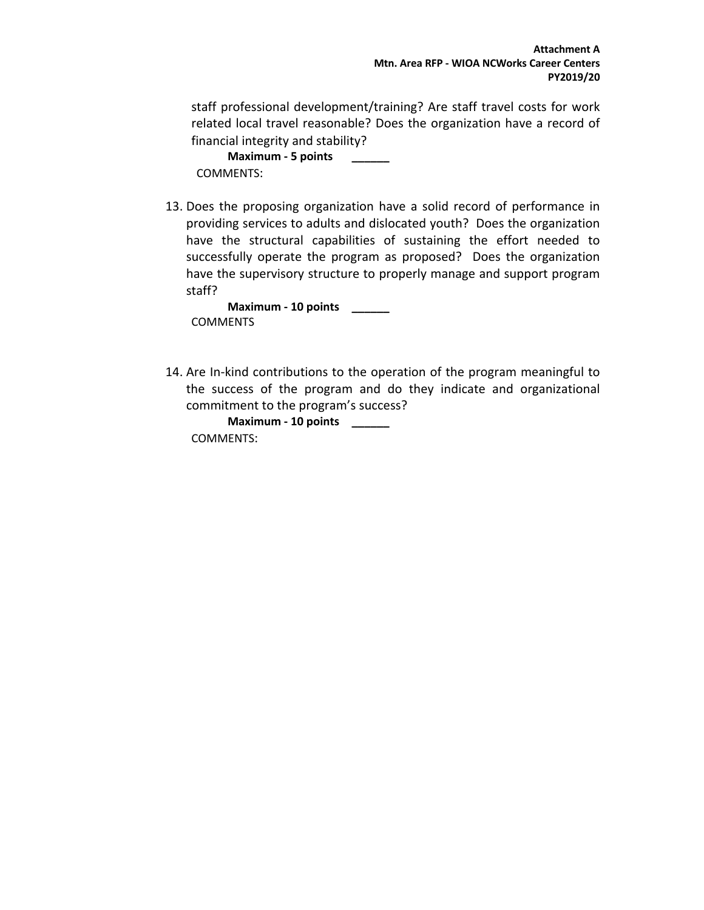staff professional development/training? Are staff travel costs for work related local travel reasonable? Does the organization have a record of financial integrity and stability?

**Maximum - 5 points** ______

COMMENTS:

13. Does the proposing organization have a solid record of performance in providing services to adults and dislocated youth? Does the organization have the structural capabilities of sustaining the effort needed to successfully operate the program as proposed? Does the organization have the supervisory structure to properly manage and support program staff?

    **Maximum - 10 points** ______

    COMMENTS

14. Are In-kind contributions to the operation of the program meaningful to the success of the program and do they indicate and organizational commitment to the program's success?

    **Maximum - 10 points** ______

    COMMENTS: